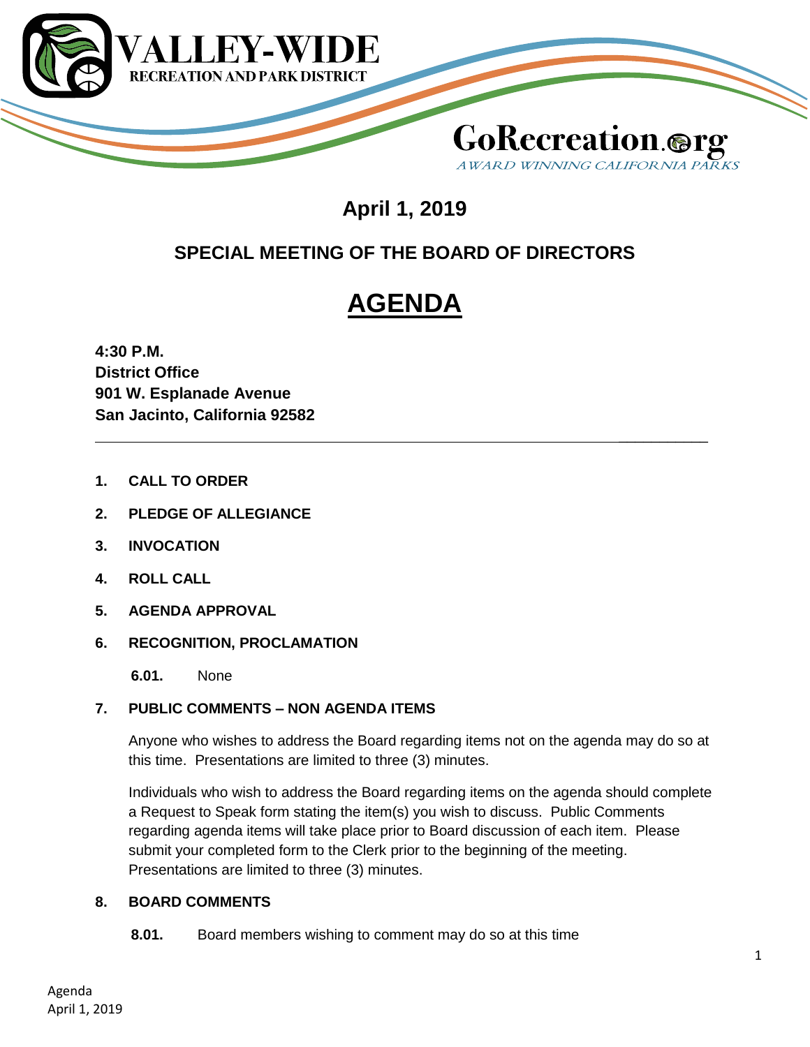VALLEY-WIDE
RECREATION AND PARK DISTRICT

GoRecreation.org
AWARD WINNING CALIFORNIA PARKS

## April 1, 2019

## SPECIAL MEETING OF THE BOARD OF DIRECTORS

# AGENDA

**4:30 P.M.**
**District Office**
**901 W. Esplanade Avenue**
**San Jacinto, California 92582**

---

1. **CALL TO ORDER**

2. **PLEDGE OF ALLEGIANCE**

3. **INVOCATION**

4. **ROLL CALL**

5. **AGENDA APPROVAL**

6. **RECOGNITION, PROCLAMATION**

   **6.01.** None

7. **PUBLIC COMMENTS – NON AGENDA ITEMS**

   Anyone who wishes to address the Board regarding items not on the agenda may do so at this time. Presentations are limited to three (3) minutes.

   Individuals who wish to address the Board regarding items on the agenda should complete a Request to Speak form stating the item(s) you wish to discuss. Public Comments regarding agenda items will take place prior to Board discussion of each item. Please submit your completed form to the Clerk prior to the beginning of the meeting. Presentations are limited to three (3) minutes.

8. **BOARD COMMENTS**

   **8.01.** Board members wishing to comment may do so at this time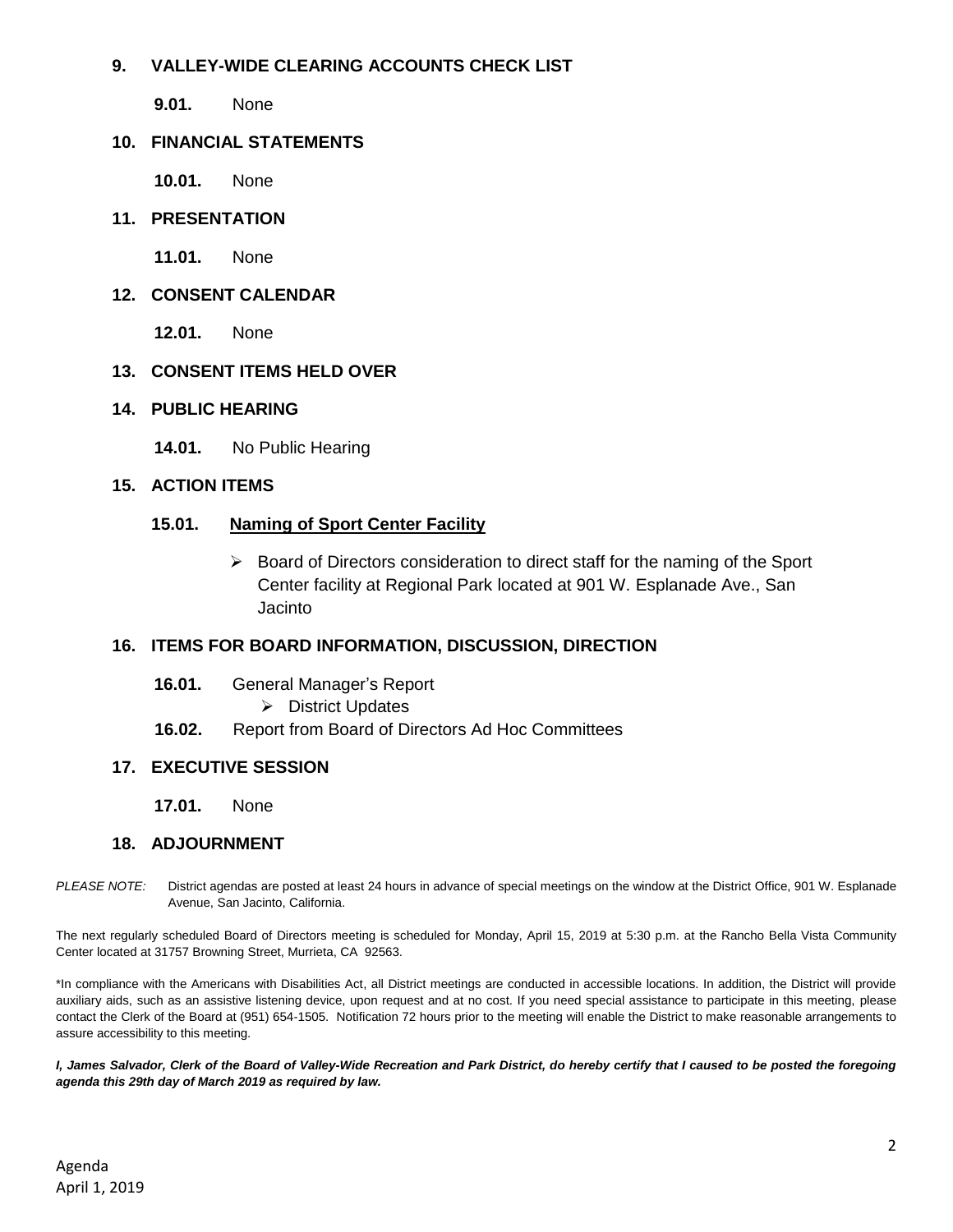## 9. VALLEY-WIDE CLEARING ACCOUNTS CHECK LIST

**9.01.** None

## 10. FINANCIAL STATEMENTS

**10.01.** None

## 11. PRESENTATION

**11.01.** None

## 12. CONSENT CALENDAR

**12.01.** None

## 13. CONSENT ITEMS HELD OVER

## 14. PUBLIC HEARING

**14.01.** No Public Hearing

## 15. ACTION ITEMS

### 15.01. Naming of Sport Center Facility

- Board of Directors consideration to direct staff for the naming of the Sport Center facility at Regional Park located at 901 W. Esplanade Ave., San Jacinto

## 16. ITEMS FOR BOARD INFORMATION, DISCUSSION, DIRECTION

**16.01.** General Manager's Report
- District Updates

**16.02.** Report from Board of Directors Ad Hoc Committees

## 17. EXECUTIVE SESSION

**17.01.** None

## 18. ADJOURNMENT

*PLEASE NOTE:* District agendas are posted at least 24 hours in advance of special meetings on the window at the District Office, 901 W. Esplanade Avenue, San Jacinto, California.

The next regularly scheduled Board of Directors meeting is scheduled for Monday, April 15, 2019 at 5:30 p.m. at the Rancho Bella Vista Community Center located at 31757 Browning Street, Murrieta, CA 92563.

*In compliance with the Americans with Disabilities Act, all District meetings are conducted in accessible locations. In addition, the District will provide auxiliary aids, such as an assistive listening device, upon request and at no cost. If you need special assistance to participate in this meeting, please contact the Clerk of the Board at (951) 654-1505. Notification 72 hours prior to the meeting will enable the District to make reasonable arrangements to assure accessibility to this meeting.

***I, James Salvador, Clerk of the Board of Valley-Wide Recreation and Park District, do hereby certify that I caused to be posted the foregoing agenda this 29th day of March 2019 as required by law.***